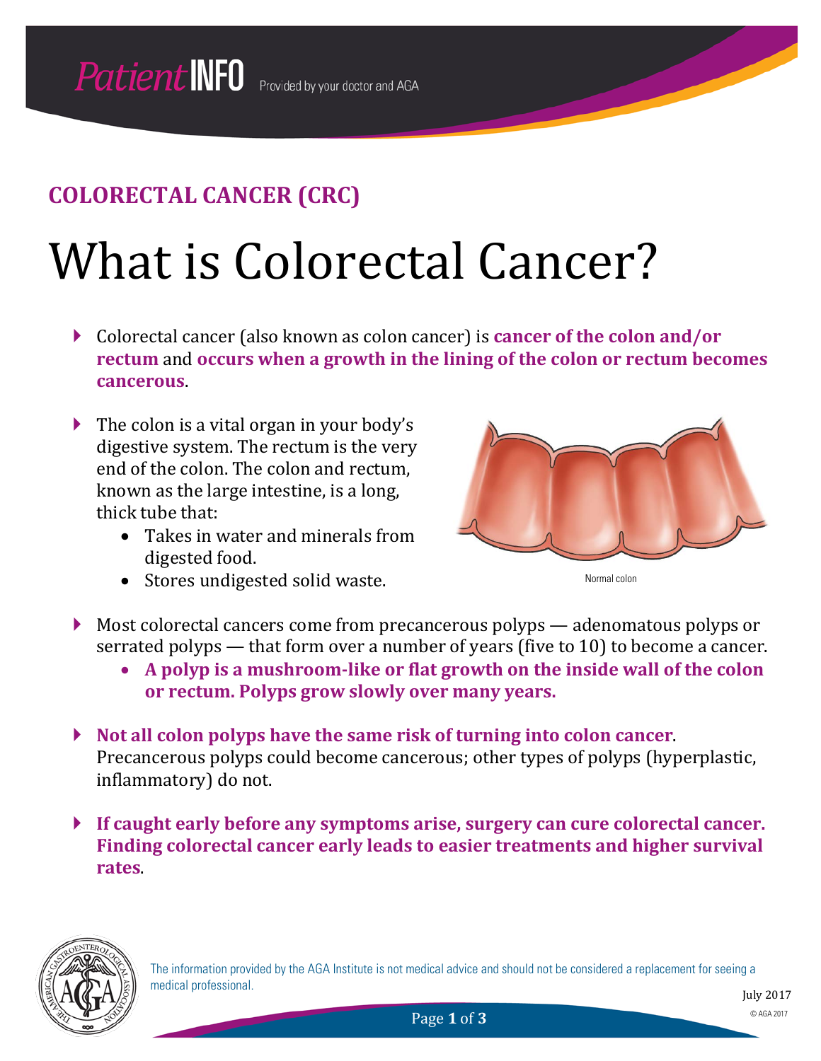# PatientINFO

Provided by your doctor and AGA

## COLORECTAL CANCER (CRC)

# What is Colorectal Cancer?

- Colorectal cancer (also known as colon cancer) is **cancer of the colon and/or rectum** and **occurs when a growth in the lining of the colon or rectum becomes cancerous**.

- The colon is a vital organ in your body's digestive system. The rectum is the very end of the colon. The colon and rectum, known as the large intestine, is a long, thick tube that:
  - Takes in water and minerals from digested food.
  - Stores undigested solid waste.

Normal colon

- Most colorectal cancers come from precancerous polyps — adenomatous polyps or serrated polyps — that form over a number of years (five to 10) to become a cancer.
  - **A polyp is a mushroom-like or flat growth on the inside wall of the colon or rectum. Polyps grow slowly over many years.**

- **Not all colon polyps have the same risk of turning into colon cancer**. Precancerous polyps could become cancerous; other types of polyps (hyperplastic, inflammatory) do not.

- **If caught early before any symptoms arise, surgery can cure colorectal cancer. Finding colorectal cancer early leads to easier treatments and higher survival rates**.

The information provided by the AGA Institute is not medical advice and should not be considered a replacement for seeing a medical professional.

July 2017

© AGA 2017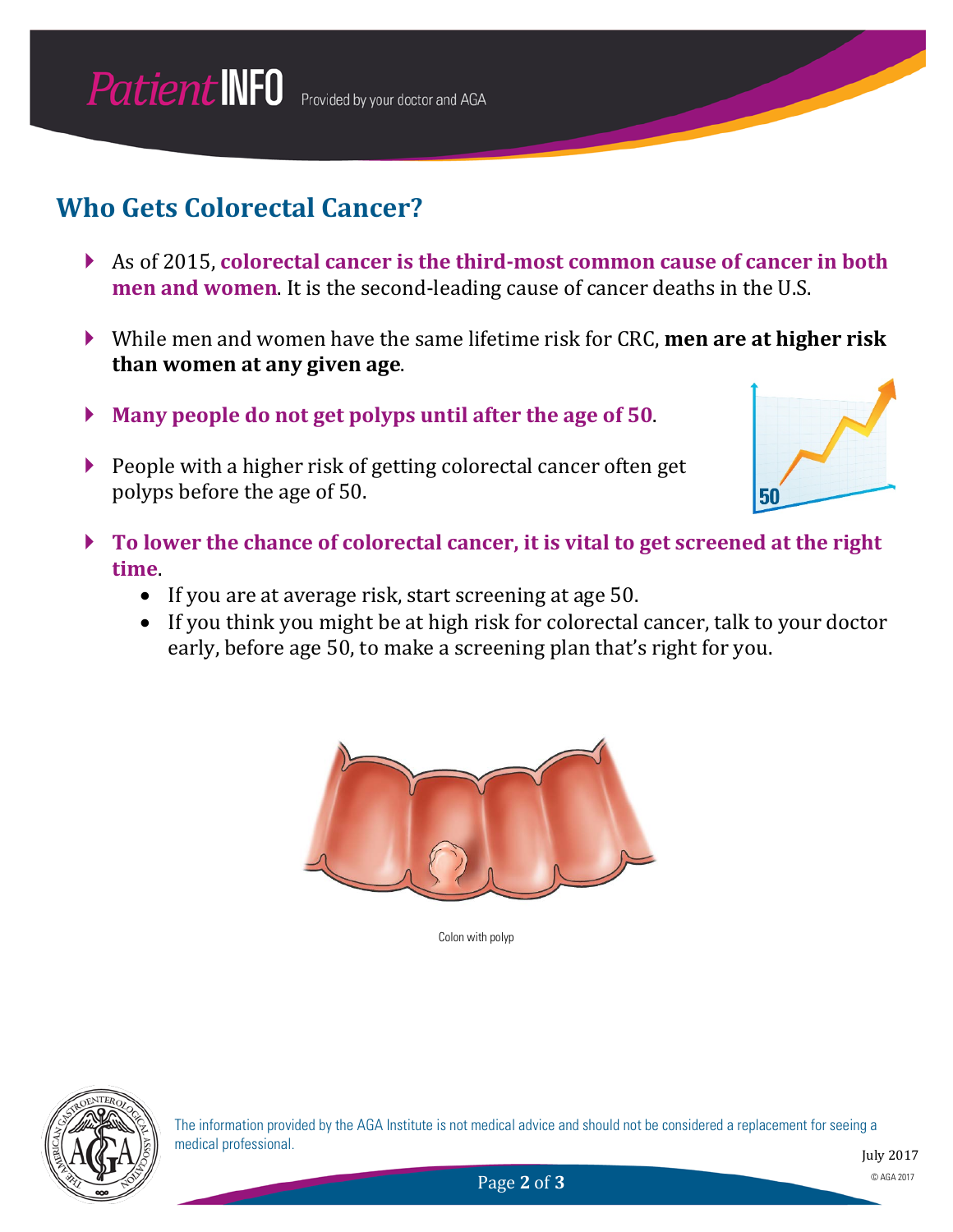## Who Gets Colorectal Cancer?

- As of 2015, **colorectal cancer is the third-most common cause of cancer in both men and women**. It is the second-leading cause of cancer deaths in the U.S.
- While men and women have the same lifetime risk for CRC, **men are at higher risk than women at any given age**.
- **Many people do not get polyps until after the age of 50**.
- People with a higher risk of getting colorectal cancer often get polyps before the age of 50.
- **To lower the chance of colorectal cancer, it is vital to get screened at the right time**.
  - If you are at average risk, start screening at age 50.
  - If you think you might be at high risk for colorectal cancer, talk to your doctor early, before age 50, to make a screening plan that's right for you.

Colon with polyp

The information provided by the AGA Institute is not medical advice and should not be considered a replacement for seeing a medical professional.

July 2017

© AGA 2017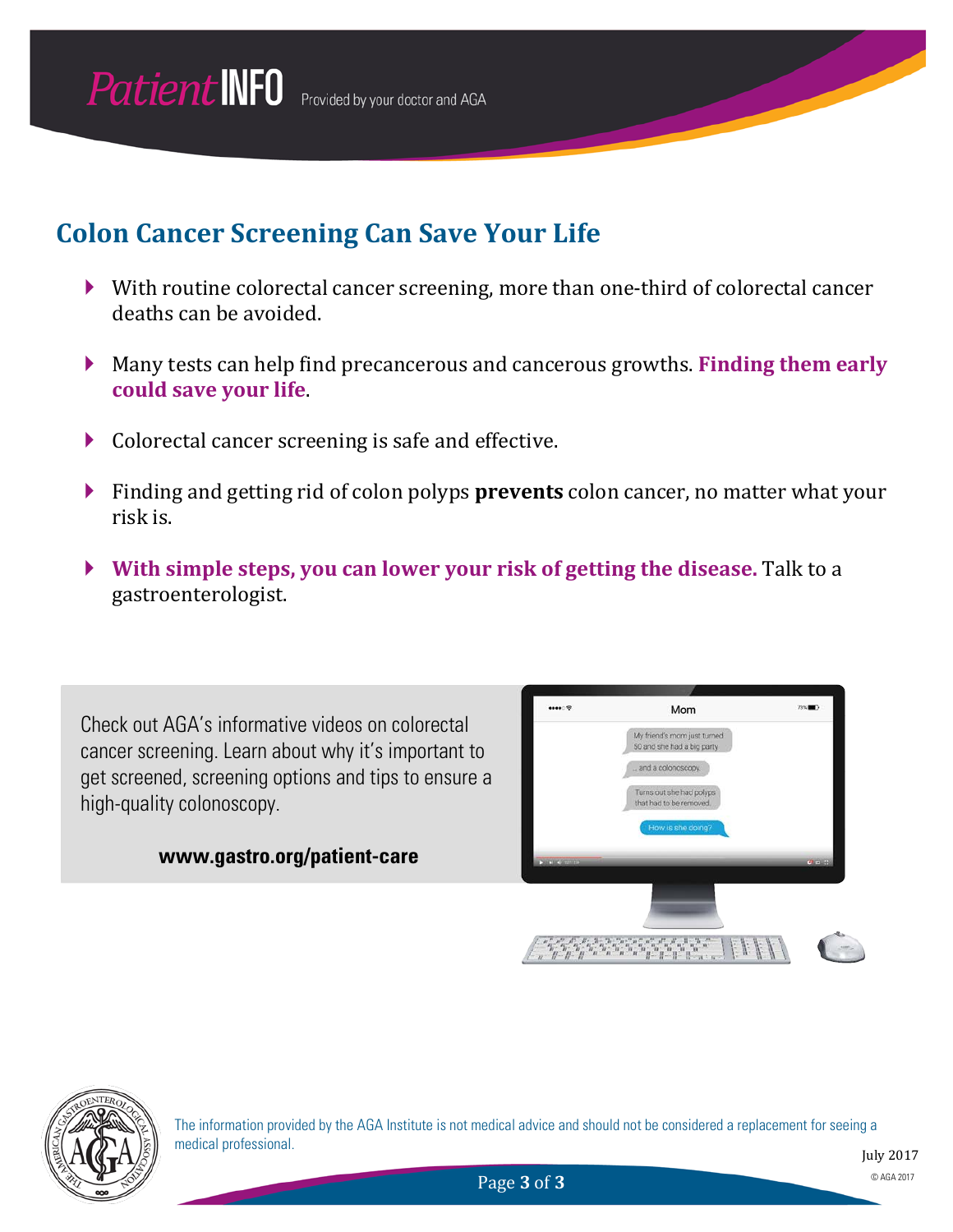## Colon Cancer Screening Can Save Your Life

- With routine colorectal cancer screening, more than one-third of colorectal cancer deaths can be avoided.
- Many tests can help find precancerous and cancerous growths. **Finding them early could save your life**.
- Colorectal cancer screening is safe and effective.
- Finding and getting rid of colon polyps **prevents** colon cancer, no matter what your risk is.
- **With simple steps, you can lower your risk of getting the disease.** Talk to a gastroenterologist.

Check out AGA's informative videos on colorectal cancer screening. Learn about why it's important to get screened, screening options and tips to ensure a high-quality colonoscopy.

**www.gastro.org/patient-care**

The information provided by the AGA Institute is not medical advice and should not be considered a replacement for seeing a medical professional.

July 2017

© AGA 2017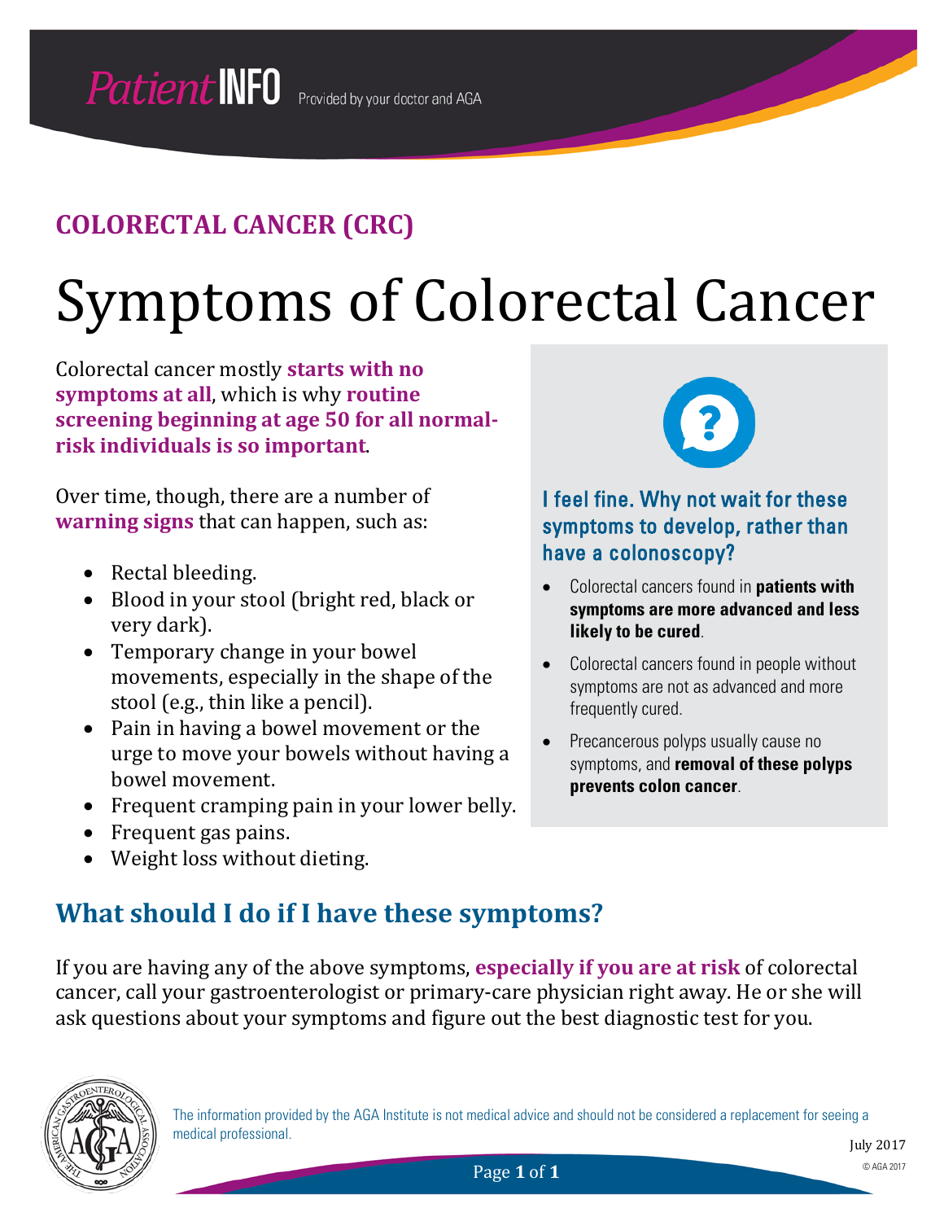**COLORECTAL CANCER (CRC)**

# Symptoms of Colorectal Cancer

Colorectal cancer mostly **starts with no symptoms at all**, which is why **routine screening beginning at age 50 for all normal-risk individuals is so important**.

Over time, though, there are a number of **warning signs** that can happen, such as:

- Rectal bleeding.
- Blood in your stool (bright red, black or very dark).
- Temporary change in your bowel movements, especially in the shape of the stool (e.g., thin like a pencil).
- Pain in having a bowel movement or the urge to move your bowels without having a bowel movement.
- Frequent cramping pain in your lower belly.
- Frequent gas pains.
- Weight loss without dieting.

### I feel fine. Why not wait for these symptoms to develop, rather than have a colonoscopy?

- Colorectal cancers found in **patients with symptoms are more advanced and less likely to be cured**.
- Colorectal cancers found in people without symptoms are not as advanced and more frequently cured.
- Precancerous polyps usually cause no symptoms, and **removal of these polyps prevents colon cancer**.

## What should I do if I have these symptoms?

If you are having any of the above symptoms, **especially if you are at risk** of colorectal cancer, call your gastroenterologist or primary-care physician right away. He or she will ask questions about your symptoms and figure out the best diagnostic test for you.

The information provided by the AGA Institute is not medical advice and should not be considered a replacement for seeing a medical professional.

July 2017

© AGA 2017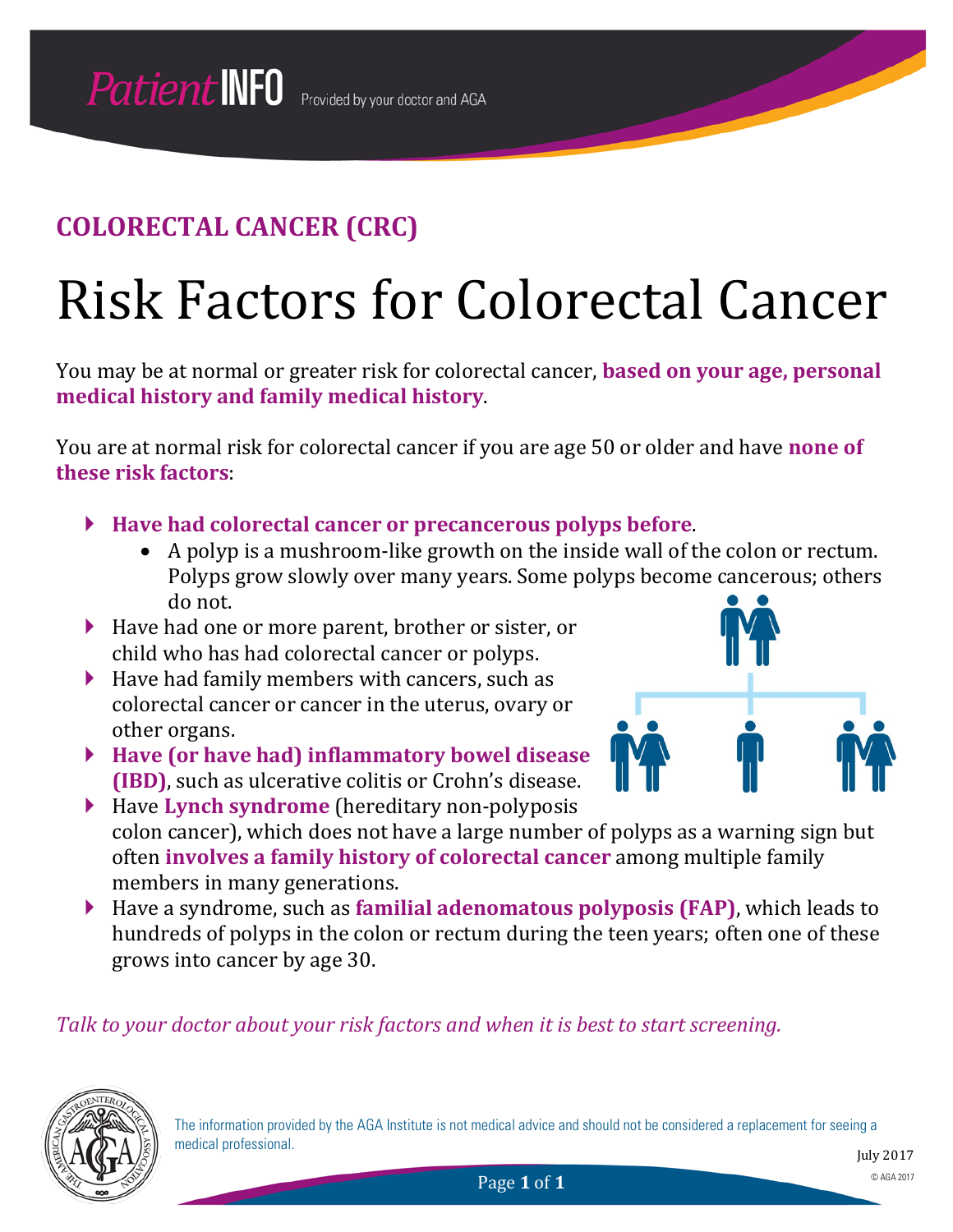**Patient INFO** Provided by your doctor and AGA

## COLORECTAL CANCER (CRC)

# Risk Factors for Colorectal Cancer

You may be at normal or greater risk for colorectal cancer, **based on your age, personal medical history and family medical history**.

You are at normal risk for colorectal cancer if you are age 50 or older and have **none of these risk factors**:

- **Have had colorectal cancer or precancerous polyps before**.
  - A polyp is a mushroom-like growth on the inside wall of the colon or rectum. Polyps grow slowly over many years. Some polyps become cancerous; others do not.
- Have had one or more parent, brother or sister, or child who has had colorectal cancer or polyps.
- Have had family members with cancers, such as colorectal cancer or cancer in the uterus, ovary or other organs.
- **Have (or have had) inflammatory bowel disease (IBD)**, such as ulcerative colitis or Crohn's disease.
- Have **Lynch syndrome** (hereditary non-polyposis colon cancer), which does not have a large number of polyps as a warning sign but often **involves a family history of colorectal cancer** among multiple family members in many generations.
- Have a syndrome, such as **familial adenomatous polyposis (FAP)**, which leads to hundreds of polyps in the colon or rectum during the teen years; often one of these grows into cancer by age 30.

*Talk to your doctor about your risk factors and when it is best to start screening.*

The information provided by the AGA Institute is not medical advice and should not be considered a replacement for seeing a medical professional.

July 2017

© AGA 2017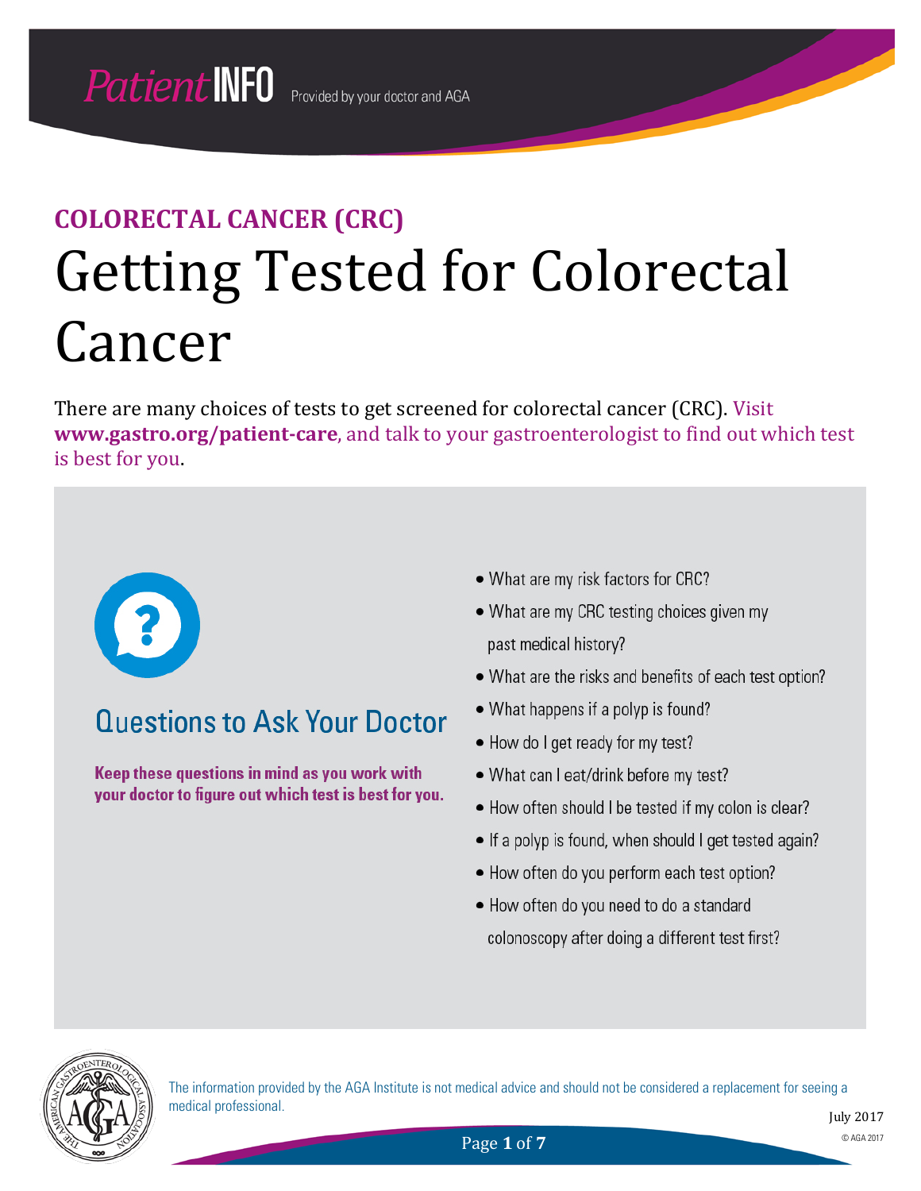**PatientINFO** Provided by your doctor and AGA

## COLORECTAL CANCER (CRC)

# Getting Tested for Colorectal Cancer

There are many choices of tests to get screened for colorectal cancer (CRC). Visit **www.gastro.org/patient-care**, and talk to your gastroenterologist to find out which test is best for you.

### Questions to Ask Your Doctor

**Keep these questions in mind as you work with your doctor to figure out which test is best for you.**

- What are my risk factors for CRC?
- What are my CRC testing choices given my past medical history?
- What are the risks and benefits of each test option?
- What happens if a polyp is found?
- How do I get ready for my test?
- What can I eat/drink before my test?
- How often should I be tested if my colon is clear?
- If a polyp is found, when should I get tested again?
- How often do you perform each test option?
- How often do you need to do a standard colonoscopy after doing a different test first?

The information provided by the AGA Institute is not medical advice and should not be considered a replacement for seeing a medical professional.

July 2017

© AGA 2017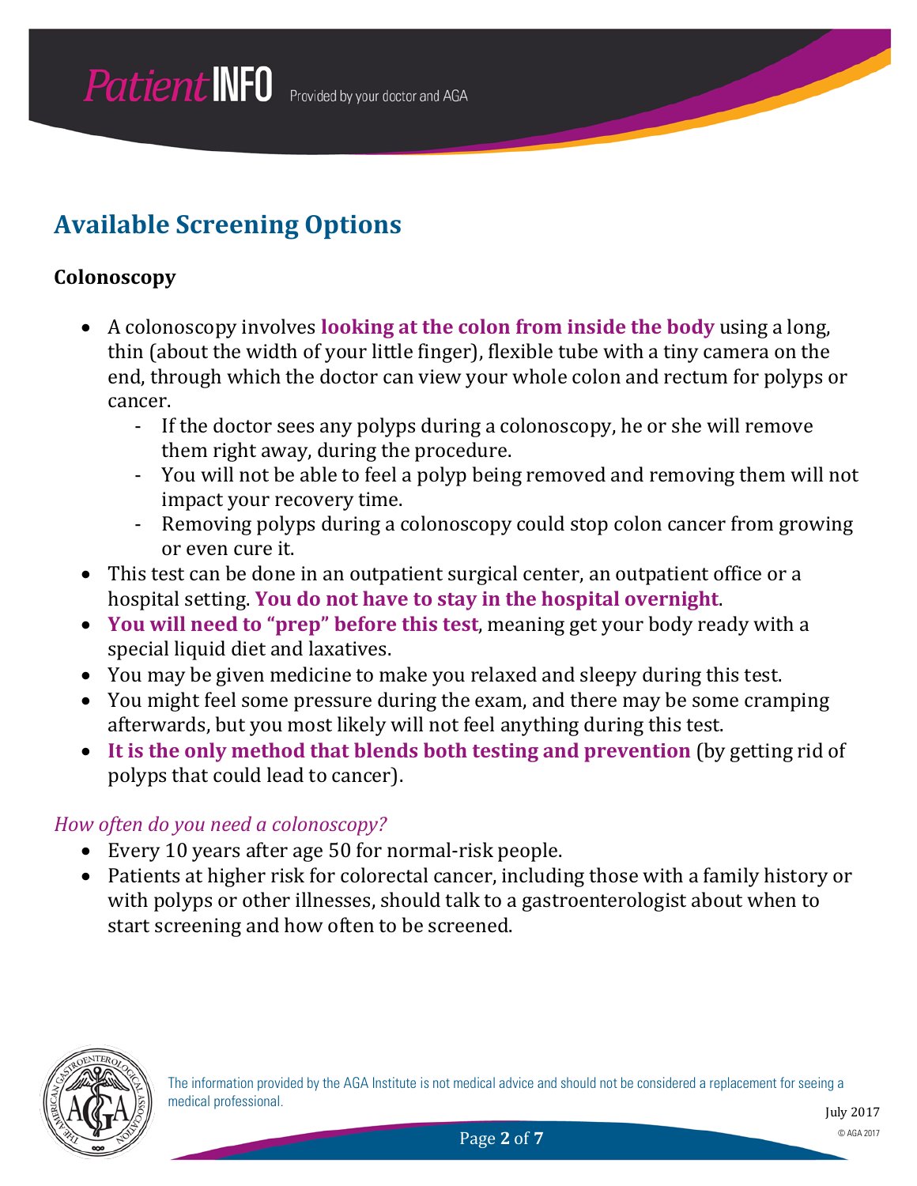## Available Screening Options

### Colonoscopy

- A colonoscopy involves **looking at the colon from inside the body** using a long, thin (about the width of your little finger), flexible tube with a tiny camera on the end, through which the doctor can view your whole colon and rectum for polyps or cancer.
  - If the doctor sees any polyps during a colonoscopy, he or she will remove them right away, during the procedure.
  - You will not be able to feel a polyp being removed and removing them will not impact your recovery time.
  - Removing polyps during a colonoscopy could stop colon cancer from growing or even cure it.
- This test can be done in an outpatient surgical center, an outpatient office or a hospital setting. **You do not have to stay in the hospital overnight**.
- **You will need to "prep" before this test**, meaning get your body ready with a special liquid diet and laxatives.
- You may be given medicine to make you relaxed and sleepy during this test.
- You might feel some pressure during the exam, and there may be some cramping afterwards, but you most likely will not feel anything during this test.
- **It is the only method that blends both testing and prevention** (by getting rid of polyps that could lead to cancer).

*How often do you need a colonoscopy?*

- Every 10 years after age 50 for normal-risk people.
- Patients at higher risk for colorectal cancer, including those with a family history or with polyps or other illnesses, should talk to a gastroenterologist about when to start screening and how often to be screened.

The information provided by the AGA Institute is not medical advice and should not be considered a replacement for seeing a medical professional.

July 2017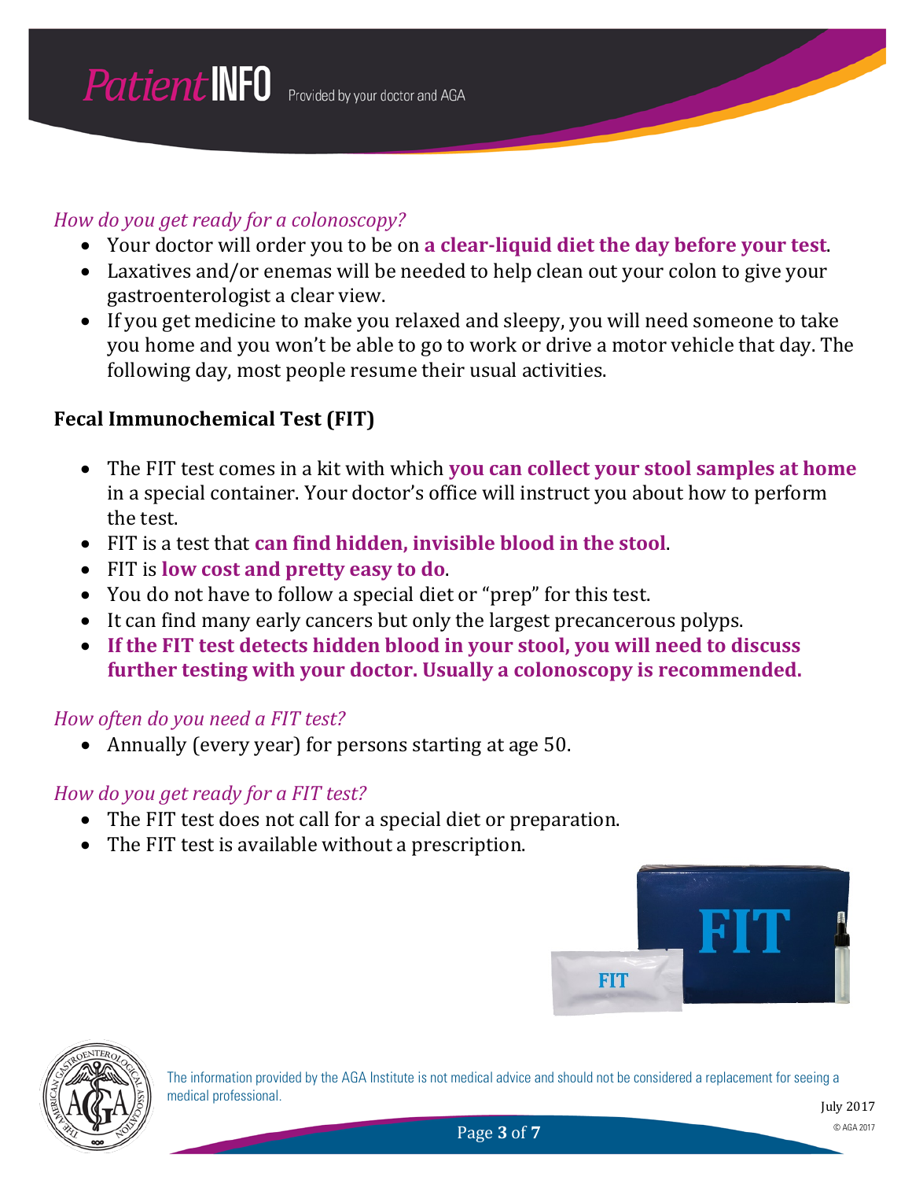*How do you get ready for a colonoscopy?*

- Your doctor will order you to be on **a clear-liquid diet the day before your test**.
- Laxatives and/or enemas will be needed to help clean out your colon to give your gastroenterologist a clear view.
- If you get medicine to make you relaxed and sleepy, you will need someone to take you home and you won't be able to go to work or drive a motor vehicle that day. The following day, most people resume their usual activities.

## Fecal Immunochemical Test (FIT)

- The FIT test comes in a kit with which **you can collect your stool samples at home** in a special container. Your doctor's office will instruct you about how to perform the test.
- FIT is a test that **can find hidden, invisible blood in the stool**.
- FIT is **low cost and pretty easy to do**.
- You do not have to follow a special diet or "prep" for this test.
- It can find many early cancers but only the largest precancerous polyps.
- **If the FIT test detects hidden blood in your stool, you will need to discuss further testing with your doctor. Usually a colonoscopy is recommended.**

*How often do you need a FIT test?*

- Annually (every year) for persons starting at age 50.

*How do you get ready for a FIT test?*

- The FIT test does not call for a special diet or preparation.
- The FIT test is available without a prescription.

The information provided by the AGA Institute is not medical advice and should not be considered a replacement for seeing a medical professional.

July 2017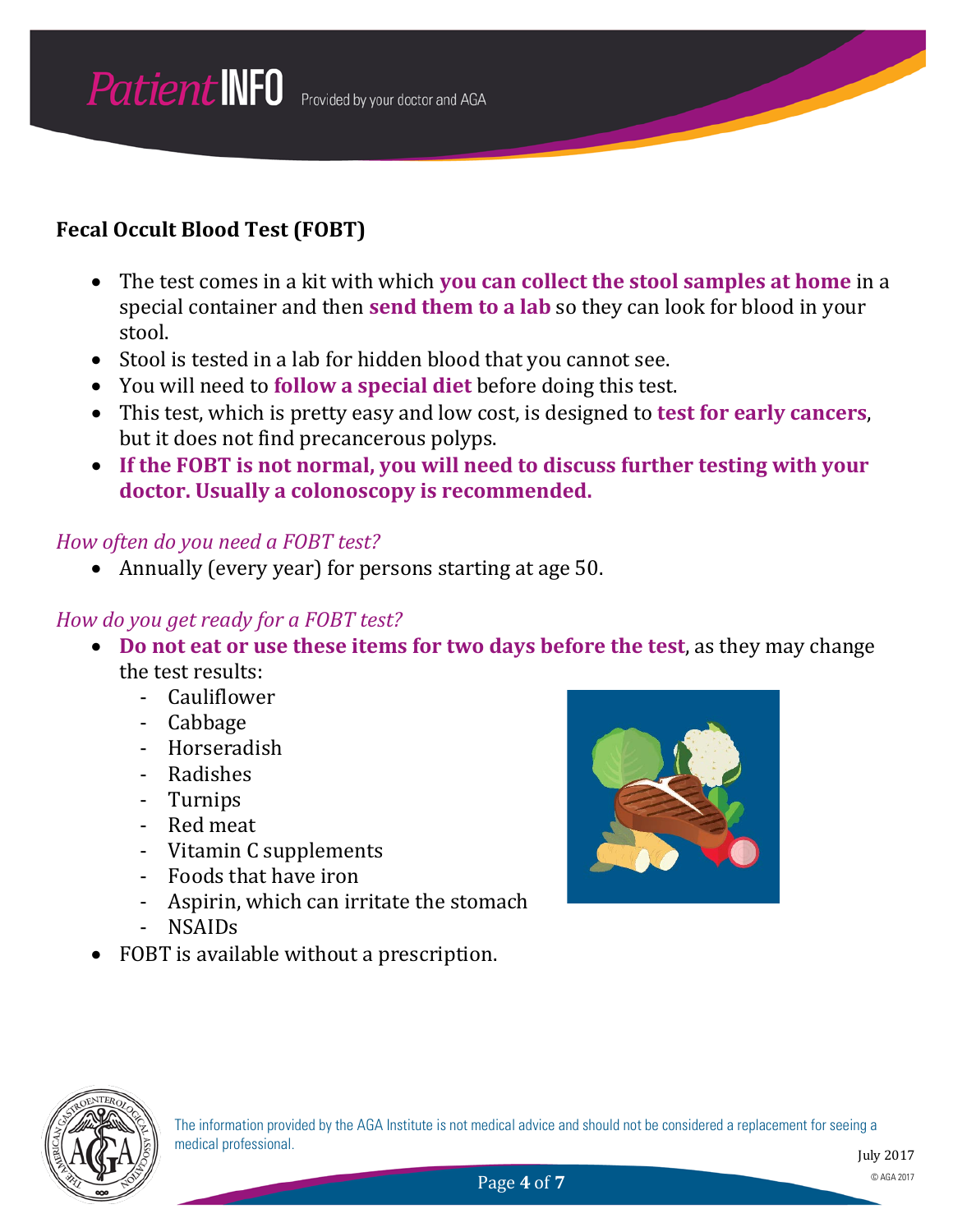## Fecal Occult Blood Test (FOBT)

- The test comes in a kit with which **you can collect the stool samples at home** in a special container and then **send them to a lab** so they can look for blood in your stool.
- Stool is tested in a lab for hidden blood that you cannot see.
- You will need to **follow a special diet** before doing this test.
- This test, which is pretty easy and low cost, is designed to **test for early cancers**, but it does not find precancerous polyps.
- **If the FOBT is not normal, you will need to discuss further testing with your doctor. Usually a colonoscopy is recommended.**

### *How often do you need a FOBT test?*

- Annually (every year) for persons starting at age 50.

### *How do you get ready for a FOBT test?*

- **Do not eat or use these items for two days before the test**, as they may change the test results:
  - Cauliflower
  - Cabbage
  - Horseradish
  - Radishes
  - Turnips
  - Red meat
  - Vitamin C supplements
  - Foods that have iron
  - Aspirin, which can irritate the stomach
  - NSAIDs
- FOBT is available without a prescription.

The information provided by the AGA Institute is not medical advice and should not be considered a replacement for seeing a medical professional.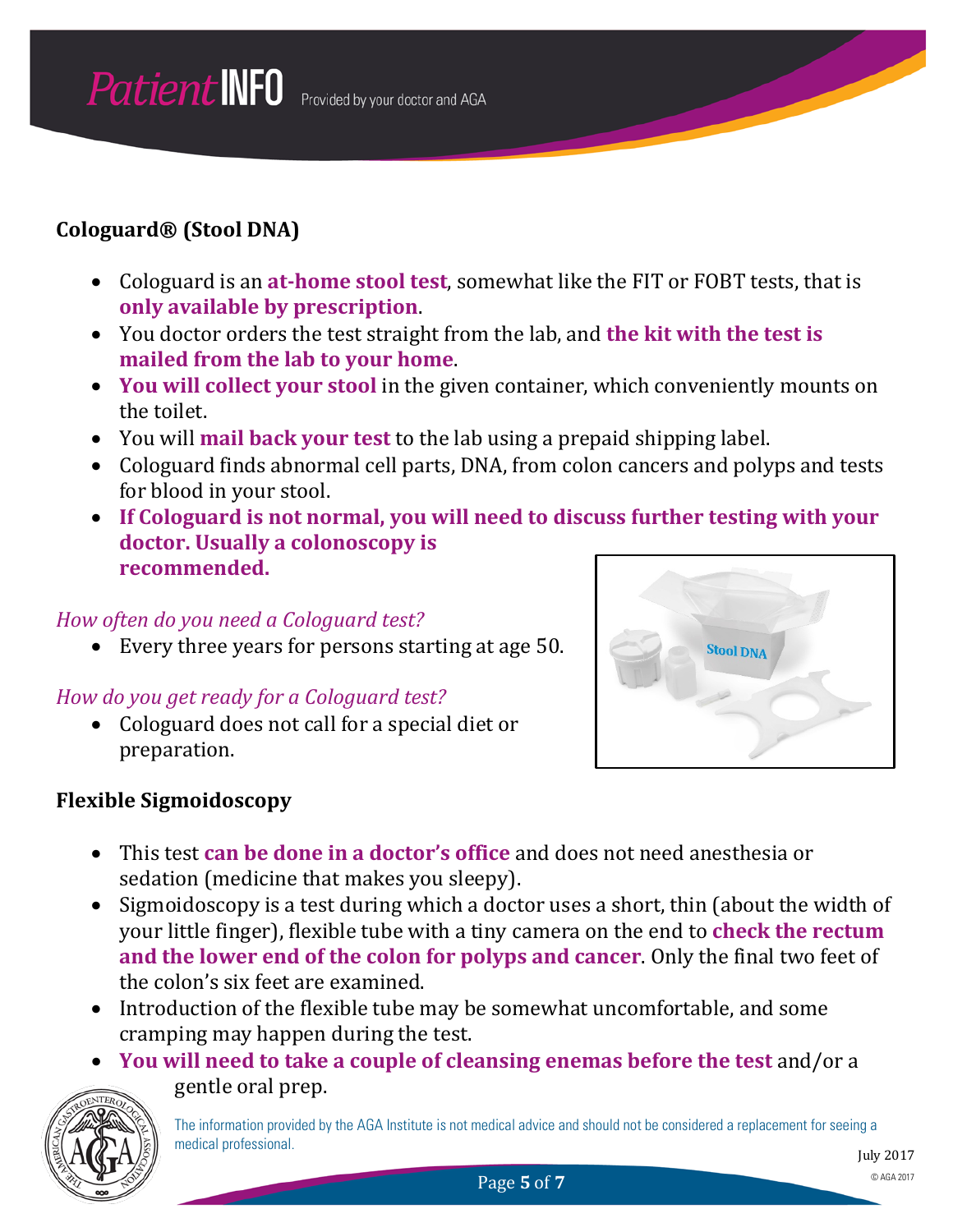### Cologuard® (Stool DNA)

- Cologuard is an **at-home stool test**, somewhat like the FIT or FOBT tests, that is **only available by prescription**.
- You doctor orders the test straight from the lab, and **the kit with the test is mailed from the lab to your home**.
- **You will collect your stool** in the given container, which conveniently mounts on the toilet.
- You will **mail back your test** to the lab using a prepaid shipping label.
- Cologuard finds abnormal cell parts, DNA, from colon cancers and polyps and tests for blood in your stool.
- **If Cologuard is not normal, you will need to discuss further testing with your doctor. Usually a colonoscopy is recommended.**

*How often do you need a Cologuard test?*

- Every three years for persons starting at age 50.

*How do you get ready for a Cologuard test?*

- Cologuard does not call for a special diet or preparation.

### Flexible Sigmoidoscopy

- This test **can be done in a doctor's office** and does not need anesthesia or sedation (medicine that makes you sleepy).
- Sigmoidoscopy is a test during which a doctor uses a short, thin (about the width of your little finger), flexible tube with a tiny camera on the end to **check the rectum and the lower end of the colon for polyps and cancer**. Only the final two feet of the colon's six feet are examined.
- Introduction of the flexible tube may be somewhat uncomfortable, and some cramping may happen during the test.
- **You will need to take a couple of cleansing enemas before the test** and/or a gentle oral prep.

The information provided by the AGA Institute is not medical advice and should not be considered a replacement for seeing a medical professional.

July 2017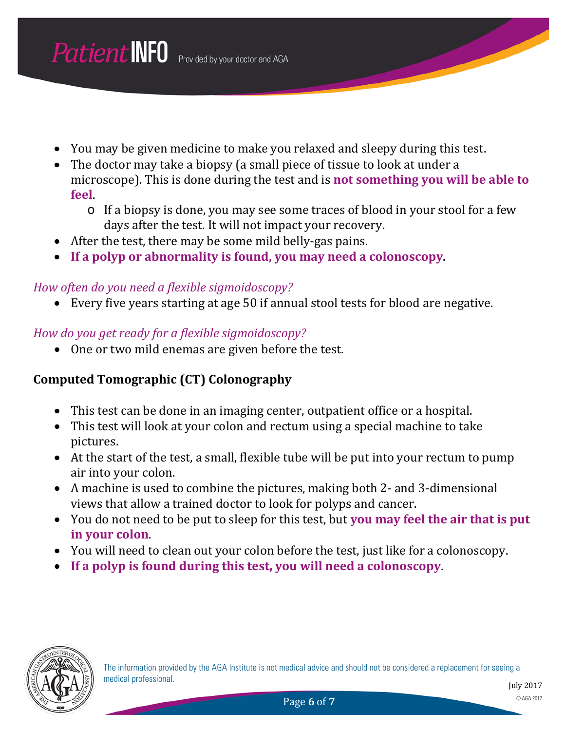- You may be given medicine to make you relaxed and sleepy during this test.
- The doctor may take a biopsy (a small piece of tissue to look at under a microscope). This is done during the test and is **not something you will be able to feel**.
  - If a biopsy is done, you may see some traces of blood in your stool for a few days after the test. It will not impact your recovery.
- After the test, there may be some mild belly-gas pains.
- **If a polyp or abnormality is found, you may need a colonoscopy**.

*How often do you need a flexible sigmoidoscopy?*

- Every five years starting at age 50 if annual stool tests for blood are negative.

*How do you get ready for a flexible sigmoidoscopy?*

- One or two mild enemas are given before the test.

**Computed Tomographic (CT) Colonography**

- This test can be done in an imaging center, outpatient office or a hospital.
- This test will look at your colon and rectum using a special machine to take pictures.
- At the start of the test, a small, flexible tube will be put into your rectum to pump air into your colon.
- A machine is used to combine the pictures, making both 2- and 3-dimensional views that allow a trained doctor to look for polyps and cancer.
- You do not need to be put to sleep for this test, but **you may feel the air that is put in your colon**.
- You will need to clean out your colon before the test, just like for a colonoscopy.
- **If a polyp is found during this test, you will need a colonoscopy**.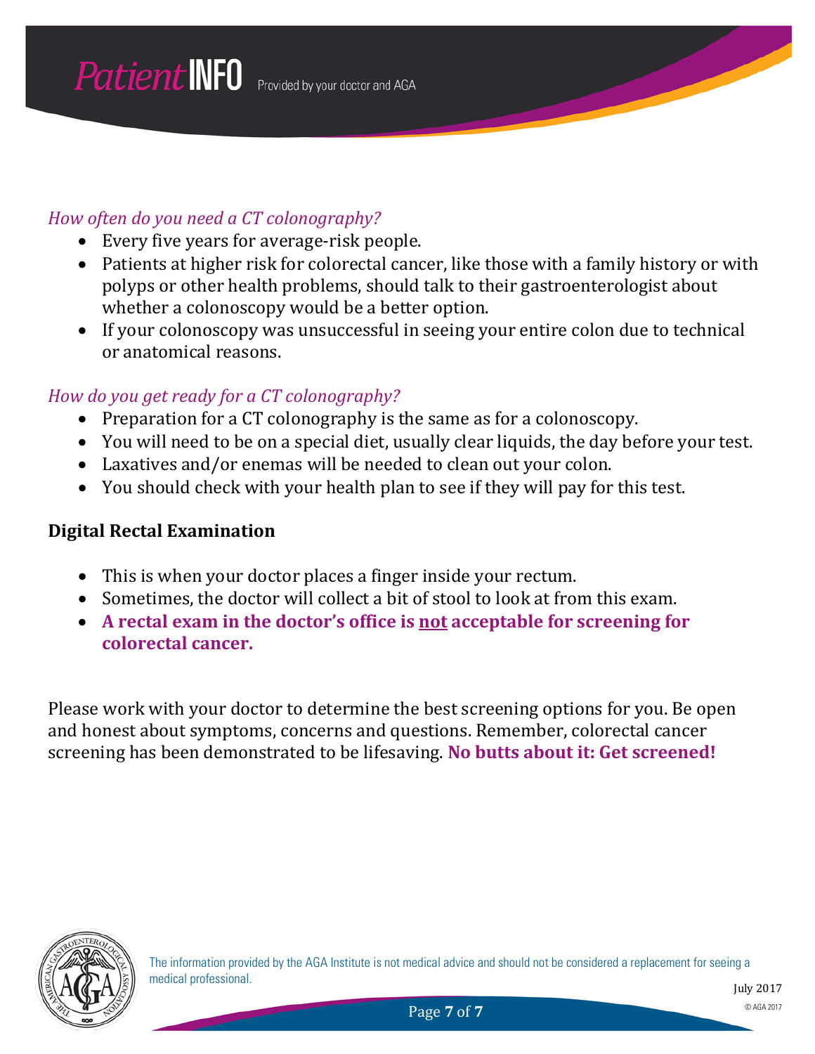*How often do you need a CT colonography?*

- Every five years for average-risk people.
- Patients at higher risk for colorectal cancer, like those with a family history or with polyps or other health problems, should talk to their gastroenterologist about whether a colonoscopy would be a better option.
- If your colonoscopy was unsuccessful in seeing your entire colon due to technical or anatomical reasons.

*How do you get ready for a CT colonography?*

- Preparation for a CT colonography is the same as for a colonoscopy.
- You will need to be on a special diet, usually clear liquids, the day before your test.
- Laxatives and/or enemas will be needed to clean out your colon.
- You should check with your health plan to see if they will pay for this test.

**Digital Rectal Examination**

- This is when your doctor places a finger inside your rectum.
- Sometimes, the doctor will collect a bit of stool to look at from this exam.
- **A rectal exam in the doctor's office is <u>not</u> acceptable for screening for colorectal cancer.**

Please work with your doctor to determine the best screening options for you. Be open and honest about symptoms, concerns and questions. Remember, colorectal cancer screening has been demonstrated to be lifesaving. **No butts about it: Get screened!**

The information provided by the AGA Institute is not medical advice and should not be considered a replacement for seeing a medical professional.

July 2017

© AGA 2017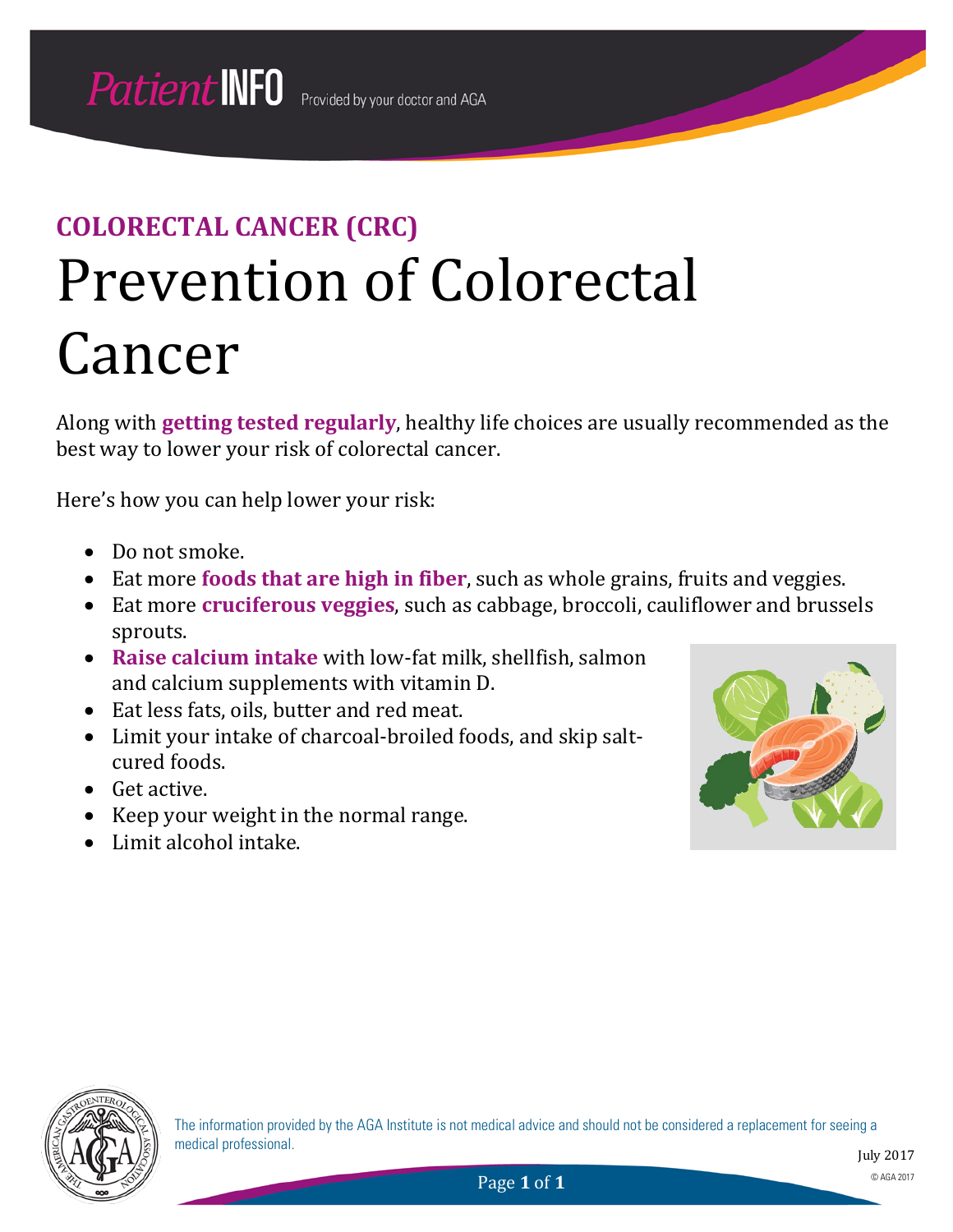# COLORECTAL CANCER (CRC)

# Prevention of Colorectal Cancer

Along with **getting tested regularly**, healthy life choices are usually recommended as the best way to lower your risk of colorectal cancer.

Here's how you can help lower your risk:

- Do not smoke.
- Eat more **foods that are high in fiber**, such as whole grains, fruits and veggies.
- Eat more **cruciferous veggies**, such as cabbage, broccoli, cauliflower and brussels sprouts.
- **Raise calcium intake** with low-fat milk, shellfish, salmon and calcium supplements with vitamin D.
- Eat less fats, oils, butter and red meat.
- Limit your intake of charcoal-broiled foods, and skip salt-cured foods.
- Get active.
- Keep your weight in the normal range.
- Limit alcohol intake.

The information provided by the AGA Institute is not medical advice and should not be considered a replacement for seeing a medical professional.

July 2017

© AGA 2017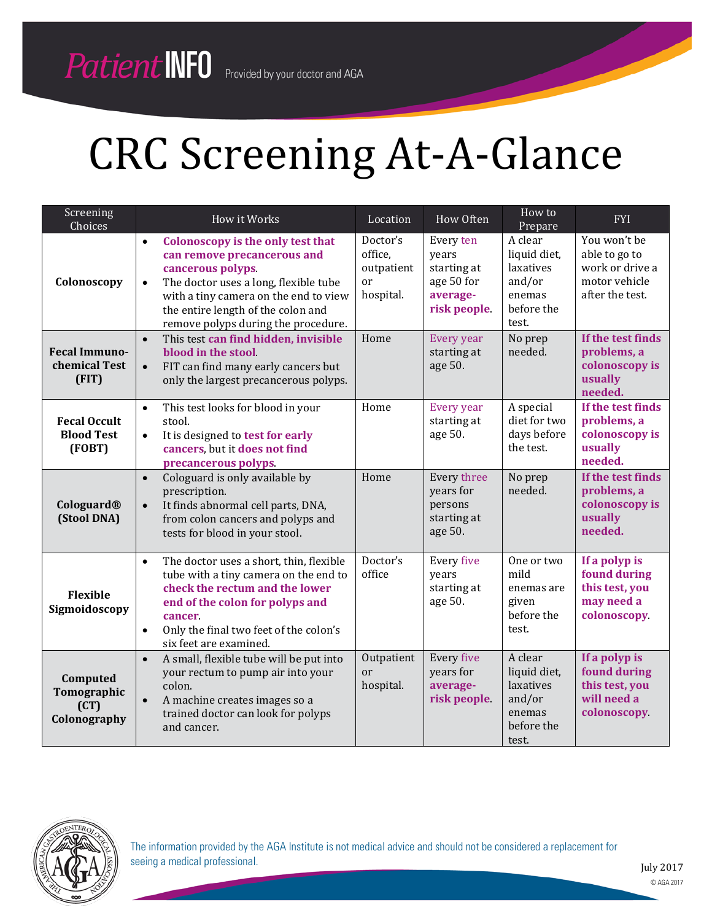PatientINFO Provided by your doctor and AGA

# CRC Screening At-A-Glance

| Screening Choices | How it Works | Location | How Often | How to Prepare | FYI |
|---|---|---|---|---|---|
| **Colonoscopy** | • **Colonoscopy is the only test that can remove precancerous and cancerous polyps**.<br>• The doctor uses a long, flexible tube with a tiny camera on the end to view the entire length of the colon and remove polyps during the procedure. | Doctor's office, outpatient or hospital. | Every ten years starting at age 50 for **average-risk people**. | A clear liquid diet, laxatives and/or enemas before the test. | You won't be able to go to work or drive a motor vehicle after the test. |
| **Fecal Immuno-chemical Test (FIT)** | • This test **can find hidden, invisible blood in the stool**.<br>• FIT can find many early cancers but only the largest precancerous polyps. | Home | Every year starting at age 50. | No prep needed. | **If the test finds problems, a colonoscopy is usually needed.** |
| **Fecal Occult Blood Test (FOBT)** | • This test looks for blood in your stool.<br>• It is designed to **test for early cancers**, but it **does not find precancerous polyps**. | Home | Every year starting at age 50. | A special diet for two days before the test. | **If the test finds problems, a colonoscopy is usually needed.** |
| **Cologuard® (Stool DNA)** | • Cologuard is only available by prescription.<br>• It finds abnormal cell parts, DNA, from colon cancers and polyps and tests for blood in your stool. | Home | Every three years for persons starting at age 50. | No prep needed. | **If the test finds problems, a colonoscopy is usually needed.** |
| **Flexible Sigmoidoscopy** | • The doctor uses a short, thin, flexible tube with a tiny camera on the end to **check the rectum and the lower end of the colon for polyps and cancer**.<br>• Only the final two feet of the colon's six feet are examined. | Doctor's office | Every five years starting at age 50. | One or two mild enemas are given before the test. | **If a polyp is found during this test, you may need a colonoscopy**. |
| **Computed Tomographic (CT) Colonography** | • A small, flexible tube will be put into your rectum to pump air into your colon.<br>• A machine creates images so a trained doctor can look for polyps and cancer. | Outpatient or hospital. | Every five years for **average-risk people**. | A clear liquid diet, laxatives and/or enemas before the test. | **If a polyp is found during this test, you will need a colonoscopy**. |

The information provided by the AGA Institute is not medical advice and should not be considered a replacement for seeing a medical professional.

July 2017

© AGA 2017